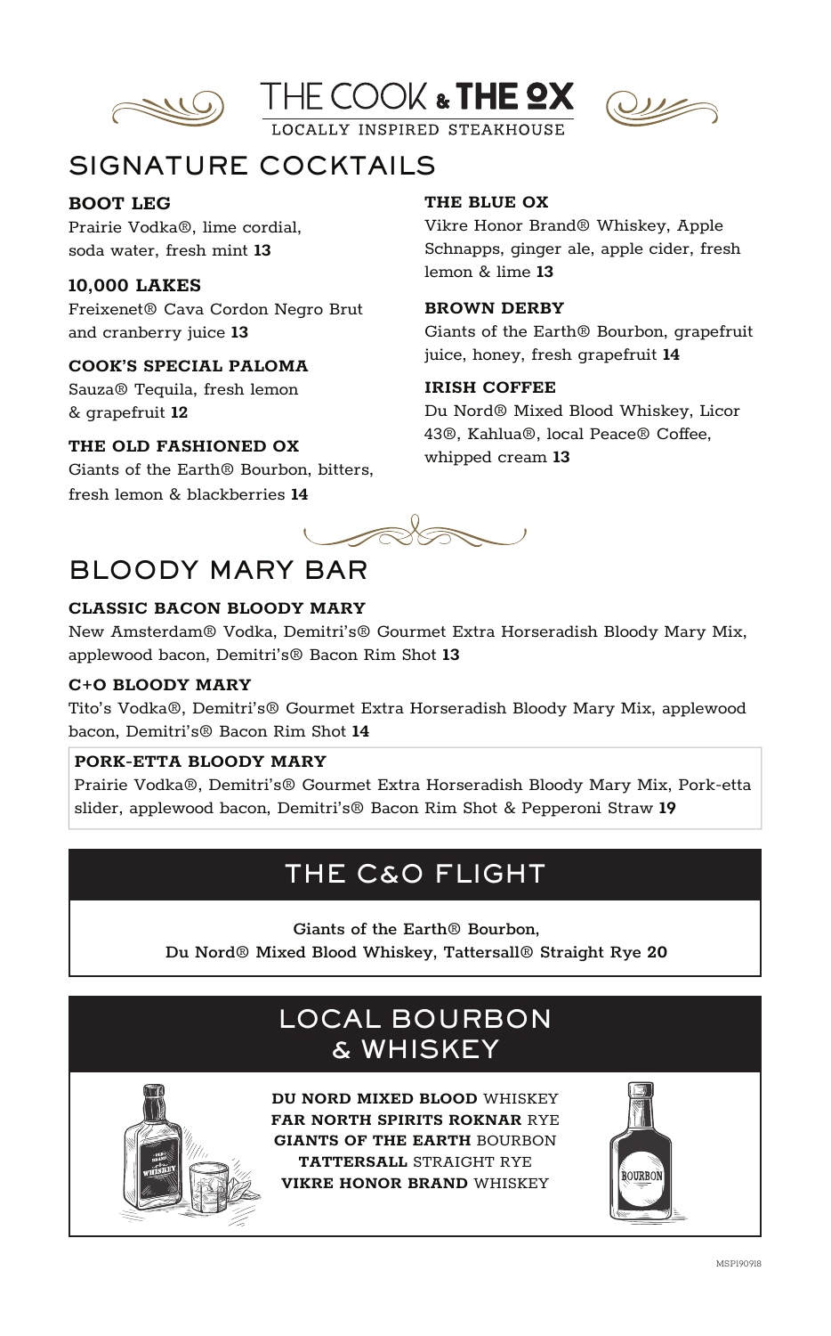# THE COOK & THE OX

LOCALLY INSPIRED STEAKHOUSE

## SIGNATURE COCKTAILS

**BOOT LEG**
Prairie Vodka®, lime cordial, soda water, fresh mint **13**

**10,000 LAKES**
Freixenet® Cava Cordon Negro Brut and cranberry juice **13**

**COOK'S SPECIAL PALOMA**
Sauza® Tequila, fresh lemon & grapefruit **12**

**THE OLD FASHIONED OX**
Giants of the Earth® Bourbon, bitters, fresh lemon & blackberries **14**

**THE BLUE OX**
Vikre Honor Brand® Whiskey, Apple Schnapps, ginger ale, apple cider, fresh lemon & lime **13**

**BROWN DERBY**
Giants of the Earth® Bourbon, grapefruit juice, honey, fresh grapefruit **14**

**IRISH COFFEE**
Du Nord® Mixed Blood Whiskey, Licor 43®, Kahlua®, local Peace® Coffee, whipped cream **13**

## BLOODY MARY BAR

**CLASSIC BACON BLOODY MARY**
New Amsterdam® Vodka, Demitri's® Gourmet Extra Horseradish Bloody Mary Mix, applewood bacon, Demitri's® Bacon Rim Shot **13**

**C+O BLOODY MARY**
Tito's Vodka®, Demitri's® Gourmet Extra Horseradish Bloody Mary Mix, applewood bacon, Demitri's® Bacon Rim Shot **14**

**PORK-ETTA BLOODY MARY**
Prairie Vodka®, Demitri's® Gourmet Extra Horseradish Bloody Mary Mix, Pork-etta slider, applewood bacon, Demitri's® Bacon Rim Shot & Pepperoni Straw **19**

## THE C&O FLIGHT

Giants of the Earth® Bourbon,
Du Nord® Mixed Blood Whiskey, Tattersall® Straight Rye **20**

## LOCAL BOURBON & WHISKEY

**DU NORD MIXED BLOOD** WHISKEY
**FAR NORTH SPIRITS ROKNAR** RYE
**GIANTS OF THE EARTH** BOURBON
**TATTERSALL** STRAIGHT RYE
**VIKRE HONOR BRAND** WHISKEY

MSP190918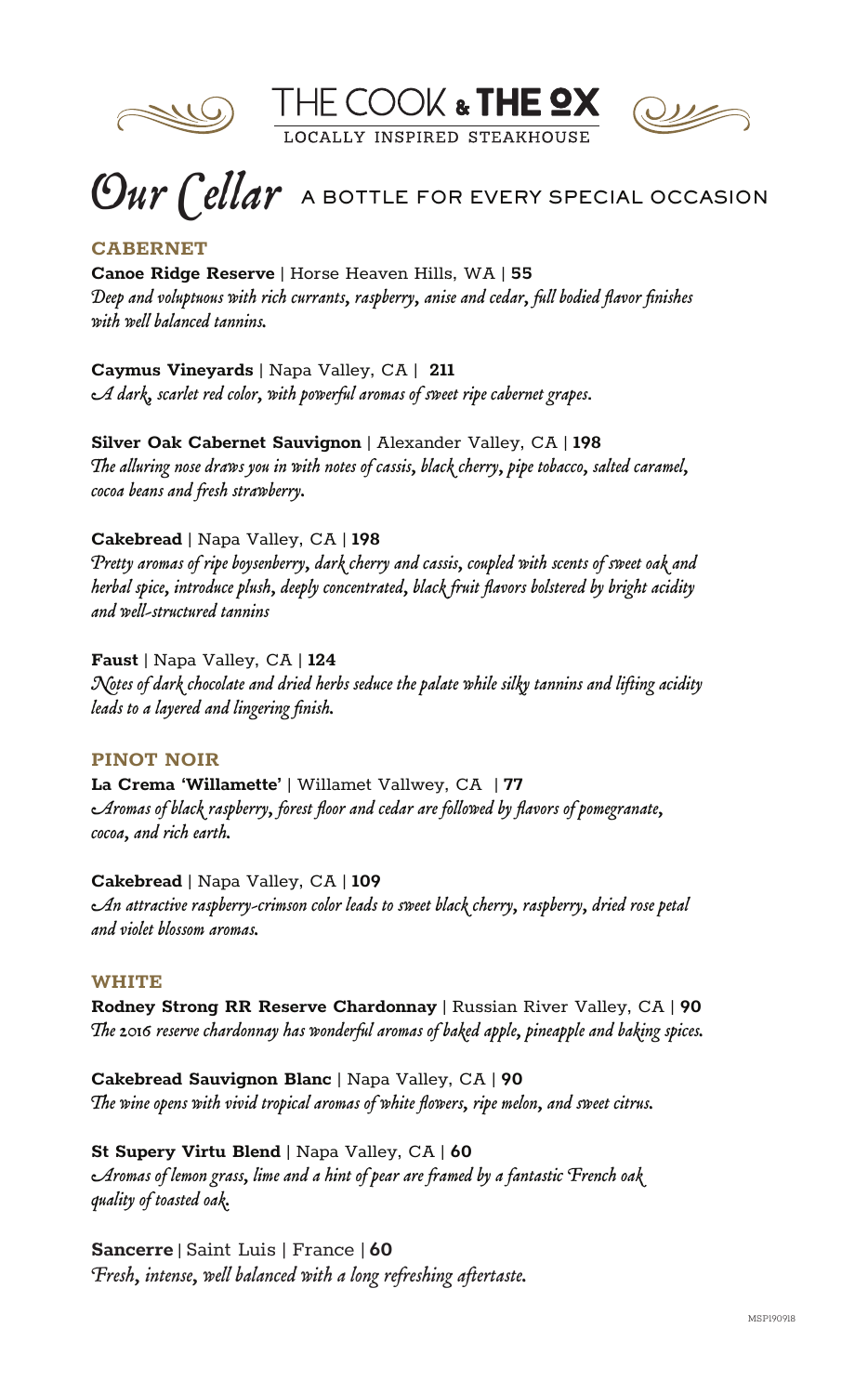# THE COOK & THE OX

LOCALLY INSPIRED STEAKHOUSE

## Our Cellar A BOTTLE FOR EVERY SPECIAL OCCASION

### CABERNET

**Canoe Ridge Reserve** | Horse Heaven Hills, WA | **55**
*Deep and voluptuous with rich currants, raspberry, anise and cedar, full bodied flavor finishes with well balanced tannins.*

**Caymus Vineyards** | Napa Valley, CA | **211**
*A dark, scarlet red color, with powerful aromas of sweet ripe cabernet grapes.*

**Silver Oak Cabernet Sauvignon** | Alexander Valley, CA | **198**
*The alluring nose draws you in with notes of cassis, black cherry, pipe tobacco, salted caramel, cocoa beans and fresh strawberry.*

**Cakebread** | Napa Valley, CA | **198**
*Pretty aromas of ripe boysenberry, dark cherry and cassis, coupled with scents of sweet oak and herbal spice, introduce plush, deeply concentrated, black fruit flavors bolstered by bright acidity and well-structured tannins*

**Faust** | Napa Valley, CA | **124**
*Notes of dark chocolate and dried herbs seduce the palate while silky tannins and lifting acidity leads to a layered and lingering finish.*

### PINOT NOIR

**La Crema 'Willamette'** | Willamet Vallwey, CA | **77**
*Aromas of black raspberry, forest floor and cedar are followed by flavors of pomegranate, cocoa, and rich earth.*

**Cakebread** | Napa Valley, CA | **109**
*An attractive raspberry-crimson color leads to sweet black cherry, raspberry, dried rose petal and violet blossom aromas.*

### WHITE

**Rodney Strong RR Reserve Chardonnay** | Russian River Valley, CA | **90**
*The 2016 reserve chardonnay has wonderful aromas of baked apple, pineapple and baking spices.*

**Cakebread Sauvignon Blanc** | Napa Valley, CA | **90**
*The wine opens with vivid tropical aromas of white flowers, ripe melon, and sweet citrus.*

**St Supery Virtu Blend** | Napa Valley, CA | **60**
*Aromas of lemon grass, lime and a hint of pear are framed by a fantastic French oak quality of toasted oak.*

**Sancerre** | Saint Luis | France | **60**
*Fresh, intense, well balanced with a long refreshing aftertaste.*

MSP190918